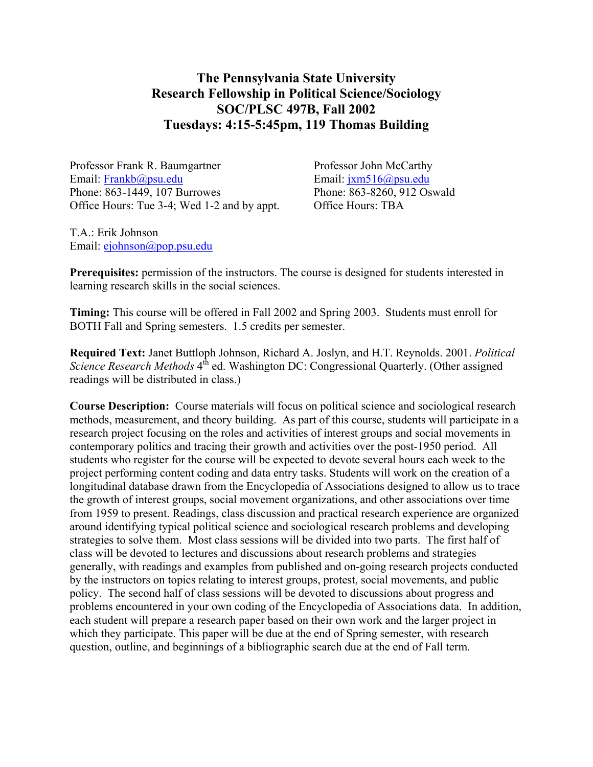# The Pennsylvania State University
# Research Fellowship in Political Science/Sociology
# SOC/PLSC 497B, Fall 2002
# Tuesdays: 4:15-5:45pm, 119 Thomas Building

Professor Frank R. Baumgartner
Email: Frankb@psu.edu
Phone: 863-1449, 107 Burrowes
Office Hours: Tue 3-4; Wed 1-2 and by appt.

Professor John McCarthy
Email: jxm516@psu.edu
Phone: 863-8260, 912 Oswald
Office Hours: TBA

T.A.: Erik Johnson
Email: ejohnson@pop.psu.edu

**Prerequisites:** permission of the instructors. The course is designed for students interested in learning research skills in the social sciences.

**Timing:** This course will be offered in Fall 2002 and Spring 2003. Students must enroll for BOTH Fall and Spring semesters. 1.5 credits per semester.

**Required Text:** Janet Buttloph Johnson, Richard A. Joslyn, and H.T. Reynolds. 2001. *Political Science Research Methods* 4th ed. Washington DC: Congressional Quarterly. (Other assigned readings will be distributed in class.)

**Course Description:** Course materials will focus on political science and sociological research methods, measurement, and theory building. As part of this course, students will participate in a research project focusing on the roles and activities of interest groups and social movements in contemporary politics and tracing their growth and activities over the post-1950 period. All students who register for the course will be expected to devote several hours each week to the project performing content coding and data entry tasks. Students will work on the creation of a longitudinal database drawn from the Encyclopedia of Associations designed to allow us to trace the growth of interest groups, social movement organizations, and other associations over time from 1959 to present. Readings, class discussion and practical research experience are organized around identifying typical political science and sociological research problems and developing strategies to solve them. Most class sessions will be divided into two parts. The first half of class will be devoted to lectures and discussions about research problems and strategies generally, with readings and examples from published and on-going research projects conducted by the instructors on topics relating to interest groups, protest, social movements, and public policy. The second half of class sessions will be devoted to discussions about progress and problems encountered in your own coding of the Encyclopedia of Associations data. In addition, each student will prepare a research paper based on their own work and the larger project in which they participate. This paper will be due at the end of Spring semester, with research question, outline, and beginnings of a bibliographic search due at the end of Fall term.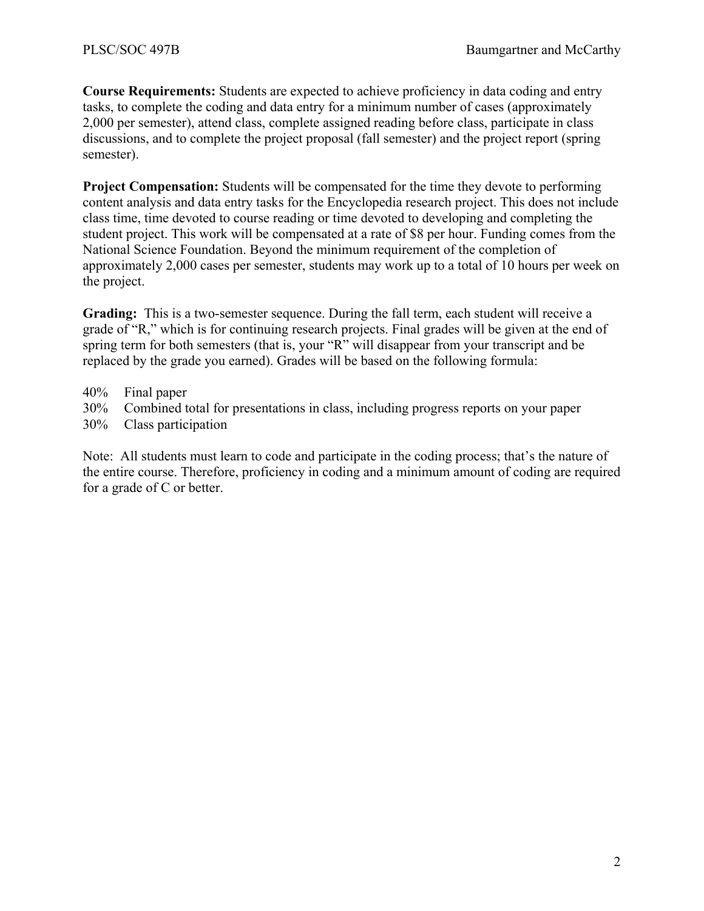**Course Requirements:** Students are expected to achieve proficiency in data coding and entry tasks, to complete the coding and data entry for a minimum number of cases (approximately 2,000 per semester), attend class, complete assigned reading before class, participate in class discussions, and to complete the project proposal (fall semester) and the project report (spring semester).

**Project Compensation:** Students will be compensated for the time they devote to performing content analysis and data entry tasks for the Encyclopedia research project. This does not include class time, time devoted to course reading or time devoted to developing and completing the student project. This work will be compensated at a rate of $8 per hour. Funding comes from the National Science Foundation. Beyond the minimum requirement of the completion of approximately 2,000 cases per semester, students may work up to a total of 10 hours per week on the project.

**Grading:** This is a two-semester sequence. During the fall term, each student will receive a grade of "R," which is for continuing research projects. Final grades will be given at the end of spring term for both semesters (that is, your "R" will disappear from your transcript and be replaced by the grade you earned). Grades will be based on the following formula:

40% Final paper
30% Combined total for presentations in class, including progress reports on your paper
30% Class participation

Note: All students must learn to code and participate in the coding process; that's the nature of the entire course. Therefore, proficiency in coding and a minimum amount of coding are required for a grade of C or better.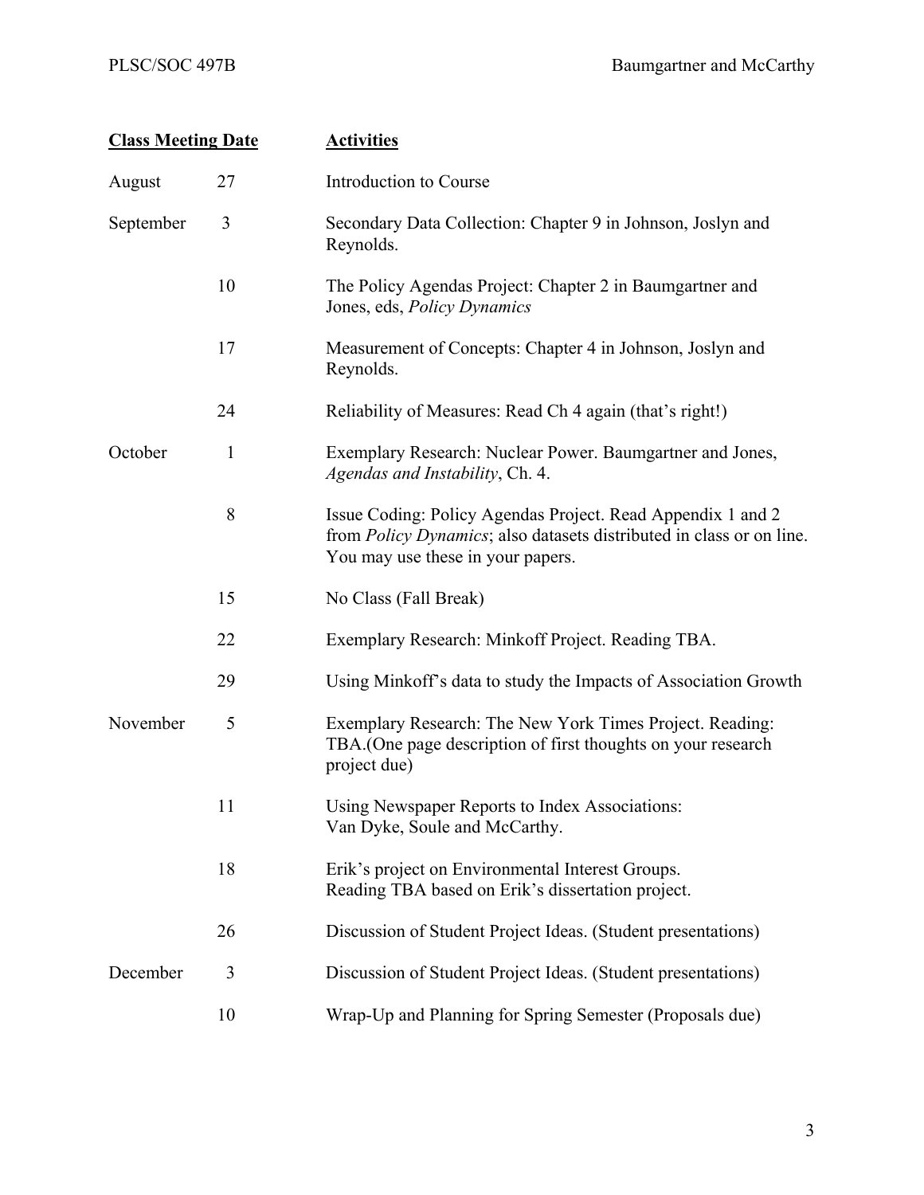| **Class Meeting Date** | | **Activities** |
|---|---|---|
| August | 27 | Introduction to Course |
| September | 3 | Secondary Data Collection: Chapter 9 in Johnson, Joslyn and Reynolds. |
| | 10 | The Policy Agendas Project: Chapter 2 in Baumgartner and Jones, eds, *Policy Dynamics* |
| | 17 | Measurement of Concepts: Chapter 4 in Johnson, Joslyn and Reynolds. |
| | 24 | Reliability of Measures: Read Ch 4 again (that's right!) |
| October | 1 | Exemplary Research: Nuclear Power. Baumgartner and Jones, *Agendas and Instability*, Ch. 4. |
| | 8 | Issue Coding: Policy Agendas Project. Read Appendix 1 and 2 from *Policy Dynamics*; also datasets distributed in class or on line. You may use these in your papers. |
| | 15 | No Class (Fall Break) |
| | 22 | Exemplary Research: Minkoff Project. Reading TBA. |
| | 29 | Using Minkoff's data to study the Impacts of Association Growth |
| November | 5 | Exemplary Research: The New York Times Project. Reading: TBA.(One page description of first thoughts on your research project due) |
| | 11 | Using Newspaper Reports to Index Associations: Van Dyke, Soule and McCarthy. |
| | 18 | Erik's project on Environmental Interest Groups. Reading TBA based on Erik's dissertation project. |
| | 26 | Discussion of Student Project Ideas. (Student presentations) |
| December | 3 | Discussion of Student Project Ideas. (Student presentations) |
| | 10 | Wrap-Up and Planning for Spring Semester (Proposals due) |